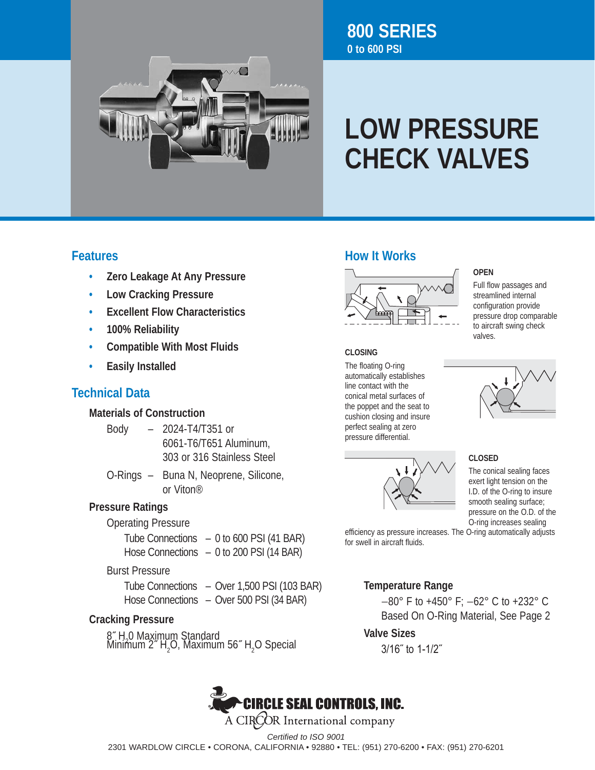# 800 SERIES

**0 to 600 PSI**

# LOW PRESSURE CHECK VALVES

## Features

- **Zero Leakage At Any Pressure**
- **Low Cracking Pressure**
- **Excellent Flow Characteristics**
- **100% Reliability**
- **Compatible With Most Fluids**
- **Easily Installed**

## Technical Data

### Materials of Construction

Body – 2024-T4/T351 or 6061-T6/T651 Aluminum, 303 or 316 Stainless Steel

O-Rings – Buna N, Neoprene, Silicone, or Viton®

### Pressure Ratings

Operating Pressure

- Tube Connections – 0 to 600 PSI (41 BAR)
- Hose Connections – 0 to 200 PSI (14 BAR)

Burst Pressure

- Tube Connections – Over 1,500 PSI (103 BAR)
- Hose Connections – Over 500 PSI (34 BAR)

### Cracking Pressure

8″ $H_2O$ Maximum Standard

Minimum 2″ $H_2O$, Maximum 56″ $H_2O$ Special

## How It Works

**OPEN**

Full flow passages and streamlined internal configuration provide pressure drop comparable to aircraft swing check valves.

**CLOSING**

The floating O-ring automatically establishes line contact with the conical metal surfaces of the poppet and the seat to cushion closing and insure perfect sealing at zero pressure differential.

**CLOSED**

The conical sealing faces exert light tension on the I.D. of the O-ring to insure smooth sealing surface; pressure on the O.D. of the O-ring increases sealing efficiency as pressure increases. The O-ring automatically adjusts for swell in aircraft fluids.

### Temperature Range

–80° F to +450° F; –62° C to +232° C

Based On O-Ring Material, See Page 2

### Valve Sizes

3/16″ to 1-1/2″

**CIRCLE SEAL CONTROLS, INC.**

A CIRCOR International company

*Certified to ISO 9001*

2301 WARDLOW CIRCLE • CORONA, CALIFORNIA • 92880 • TEL: (951) 270-6200 • FAX: (951) 270-6201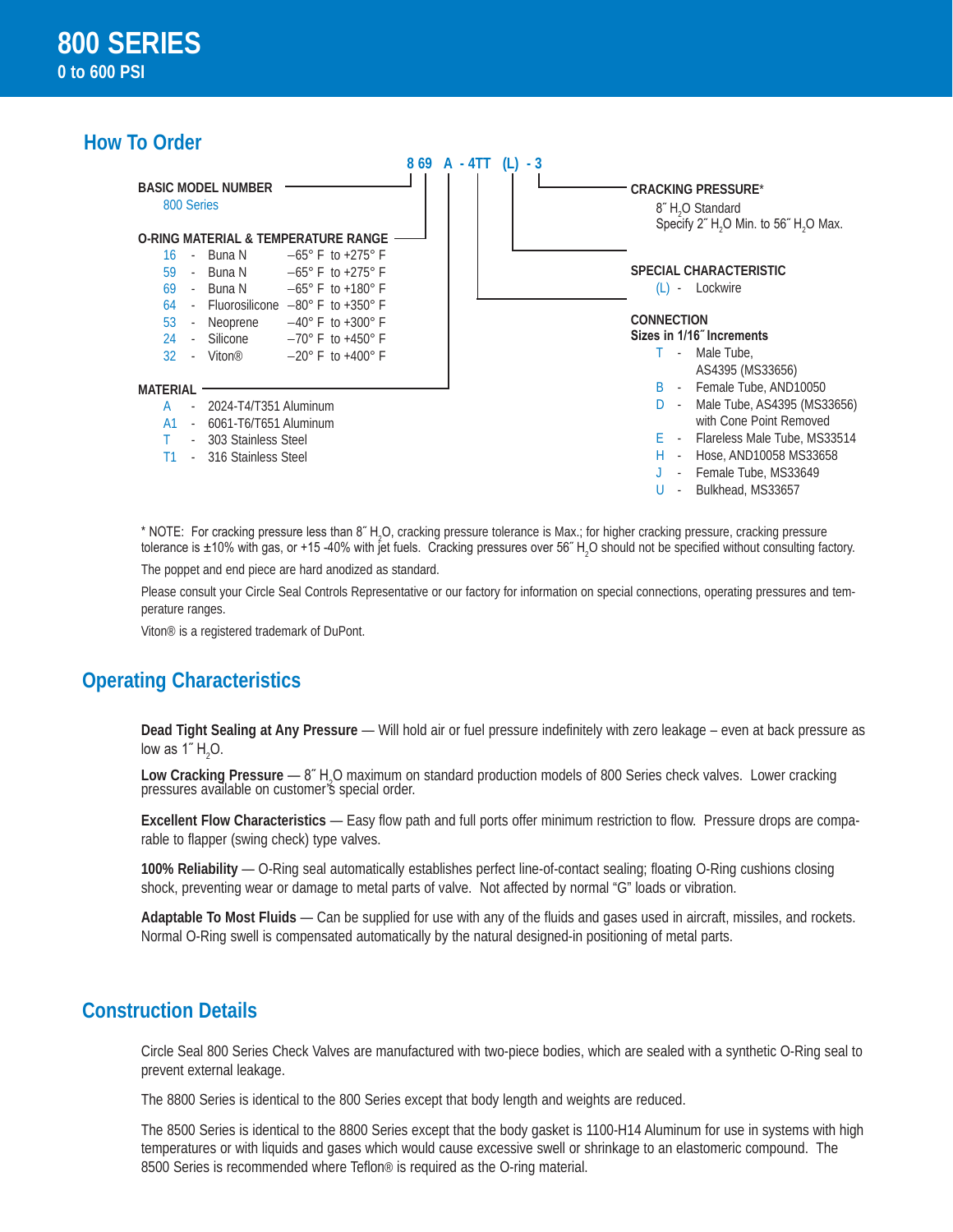# 800 SERIES

0 to 600 PSI

## How To Order

**8 69 A - 4TT (L) - 3**

**BASIC MODEL NUMBER**

800 Series

**O-RING MATERIAL & TEMPERATURE RANGE**

| Code | | Material | Temperature Range |
|---|---|---|---|
| 16 | - | Buna N | –65° F to +275° F |
| 59 | - | Buna N | –65° F to +275° F |
| 69 | - | Buna N | –65° F to +180° F |
| 64 | - | Fluorosilicone | –80° F to +350° F |
| 53 | - | Neoprene | –40° F to +300° F |
| 24 | - | Silicone | –70° F to +450° F |
| 32 | - | Viton® | –20° F to +400° F |

**MATERIAL**

- A - 2024-T4/T351 Aluminum
- A1 - 6061-T6/T651 Aluminum
- T - 303 Stainless Steel
- T1 - 316 Stainless Steel

**CRACKING PRESSURE***

8˝ $H_2O$ Standard
Specify 2˝ $H_2O$ Min. to 56˝ $H_2O$ Max.

**SPECIAL CHARACTERISTIC**

- (L) - Lockwire

**CONNECTION**
**Sizes in 1/16˝ Increments**

- T - Male Tube, AS4395 (MS33656)
- B - Female Tube, AND10050
- D - Male Tube, AS4395 (MS33656) with Cone Point Removed
- E - Flareless Male Tube, MS33514
- H - Hose, AND10058 MS33658
- J - Female Tube, MS33649
- U - Bulkhead, MS33657

\* NOTE: For cracking pressure less than 8˝ $H_2O$, cracking pressure tolerance is Max.; for higher cracking pressure, cracking pressure tolerance is ±10% with gas, or +15 -40% with jet fuels. Cracking pressures over 56˝ $H_2O$ should not be specified without consulting factory.

The poppet and end piece are hard anodized as standard.

Please consult your Circle Seal Controls Representative or our factory for information on special connections, operating pressures and temperature ranges.

Viton® is a registered trademark of DuPont.

## Operating Characteristics

**Dead Tight Sealing at Any Pressure** — Will hold air or fuel pressure indefinitely with zero leakage – even at back pressure as low as 1˝ $H_2O$.

**Low Cracking Pressure** — 8˝ $H_2O$ maximum on standard production models of 800 Series check valves. Lower cracking pressures available on customer's special order.

**Excellent Flow Characteristics** — Easy flow path and full ports offer minimum restriction to flow. Pressure drops are comparable to flapper (swing check) type valves.

**100% Reliability** — O-Ring seal automatically establishes perfect line-of-contact sealing; floating O-Ring cushions closing shock, preventing wear or damage to metal parts of valve. Not affected by normal "G" loads or vibration.

**Adaptable To Most Fluids** — Can be supplied for use with any of the fluids and gases used in aircraft, missiles, and rockets. Normal O-Ring swell is compensated automatically by the natural designed-in positioning of metal parts.

## Construction Details

Circle Seal 800 Series Check Valves are manufactured with two-piece bodies, which are sealed with a synthetic O-Ring seal to prevent external leakage.

The 8800 Series is identical to the 800 Series except that body length and weights are reduced.

The 8500 Series is identical to the 8800 Series except that the body gasket is 1100-H14 Aluminum for use in systems with high temperatures or with liquids and gases which would cause excessive swell or shrinkage to an elastomeric compound. The 8500 Series is recommended where Teflon® is required as the O-ring material.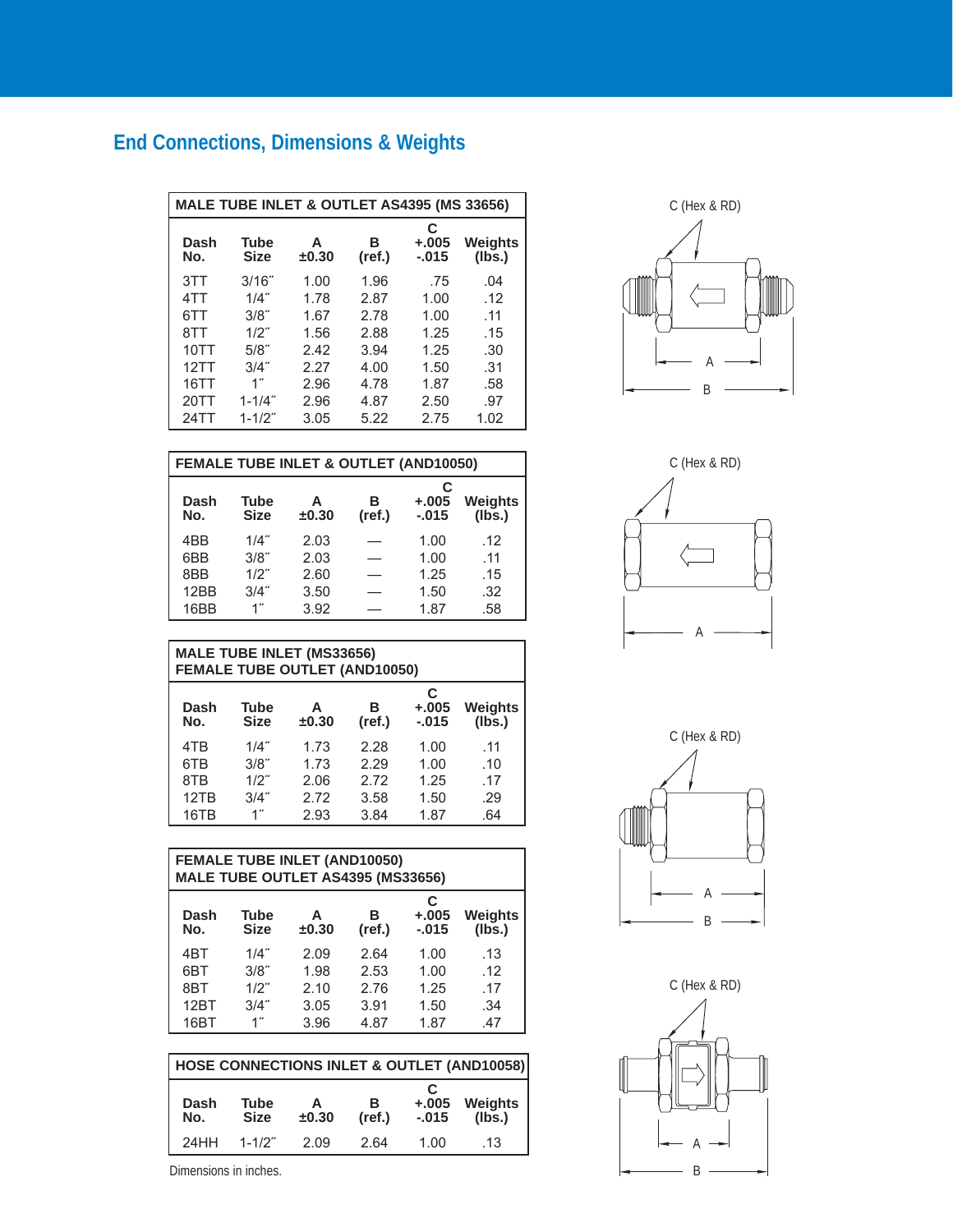## End Connections, Dimensions & Weights

| MALE TUBE INLET & OUTLET AS4395 (MS 33656) | | | | | |
|---|---|---|---|---|---|
| **Dash No.** | **Tube Size** | **A ±0.30** | **B (ref.)** | **C +.005 -.015** | **Weights (lbs.)** |
| 3TT | 3/16˝ | 1.00 | 1.96 | .75 | .04 |
| 4TT | 1/4˝ | 1.78 | 2.87 | 1.00 | .12 |
| 6TT | 3/8˝ | 1.67 | 2.78 | 1.00 | .11 |
| 8TT | 1/2˝ | 1.56 | 2.88 | 1.25 | .15 |
| 10TT | 5/8˝ | 2.42 | 3.94 | 1.25 | .30 |
| 12TT | 3/4˝ | 2.27 | 4.00 | 1.50 | .31 |
| 16TT | 1˝ | 2.96 | 4.78 | 1.87 | .58 |
| 20TT | 1-1/4˝ | 2.96 | 4.87 | 2.50 | .97 |
| 24TT | 1-1/2˝ | 3.05 | 5.22 | 2.75 | 1.02 |

C (Hex & RD)

A

B

| FEMALE TUBE INLET & OUTLET (AND10050) | | | | | |
|---|---|---|---|---|---|
| **Dash No.** | **Tube Size** | **A ±0.30** | **B (ref.)** | **C +.005 -.015** | **Weights (lbs.)** |
| 4BB | 1/4˝ | 2.03 | — | 1.00 | .12 |
| 6BB | 3/8˝ | 2.03 | — | 1.00 | .11 |
| 8BB | 1/2˝ | 2.60 | — | 1.25 | .15 |
| 12BB | 3/4˝ | 3.50 | — | 1.50 | .32 |
| 16BB | 1˝ | 3.92 | — | 1.87 | .58 |

C (Hex & RD)

A

| MALE TUBE INLET (MS33656) FEMALE TUBE OUTLET (AND10050) | | | | | |
|---|---|---|---|---|---|
| **Dash No.** | **Tube Size** | **A ±0.30** | **B (ref.)** | **C +.005 -.015** | **Weights (lbs.)** |
| 4TB | 1/4˝ | 1.73 | 2.28 | 1.00 | .11 |
| 6TB | 3/8˝ | 1.73 | 2.29 | 1.00 | .10 |
| 8TB | 1/2˝ | 2.06 | 2.72 | 1.25 | .17 |
| 12TB | 3/4˝ | 2.72 | 3.58 | 1.50 | .29 |
| 16TB | 1˝ | 2.93 | 3.84 | 1.87 | .64 |

C (Hex & RD)

A

B

| FEMALE TUBE INLET (AND10050) MALE TUBE OUTLET AS4395 (MS33656) | | | | | |
|---|---|---|---|---|---|
| **Dash No.** | **Tube Size** | **A ±0.30** | **B (ref.)** | **C +.005 -.015** | **Weights (lbs.)** |
| 4BT | 1/4˝ | 2.09 | 2.64 | 1.00 | .13 |
| 6BT | 3/8˝ | 1.98 | 2.53 | 1.00 | .12 |
| 8BT | 1/2˝ | 2.10 | 2.76 | 1.25 | .17 |
| 12BT | 3/4˝ | 3.05 | 3.91 | 1.50 | .34 |
| 16BT | 1˝ | 3.96 | 4.87 | 1.87 | .47 |

C (Hex & RD)

A

B

| HOSE CONNECTIONS INLET & OUTLET (AND10058) | | | | | |
|---|---|---|---|---|---|
| **Dash No.** | **Tube Size** | **A ±0.30** | **B (ref.)** | **C +.005 -.015** | **Weights (lbs.)** |
| 24HH | 1-1/2˝ | 2.09 | 2.64 | 1.00 | .13 |

C (Hex & RD)

A

B

Dimensions in inches.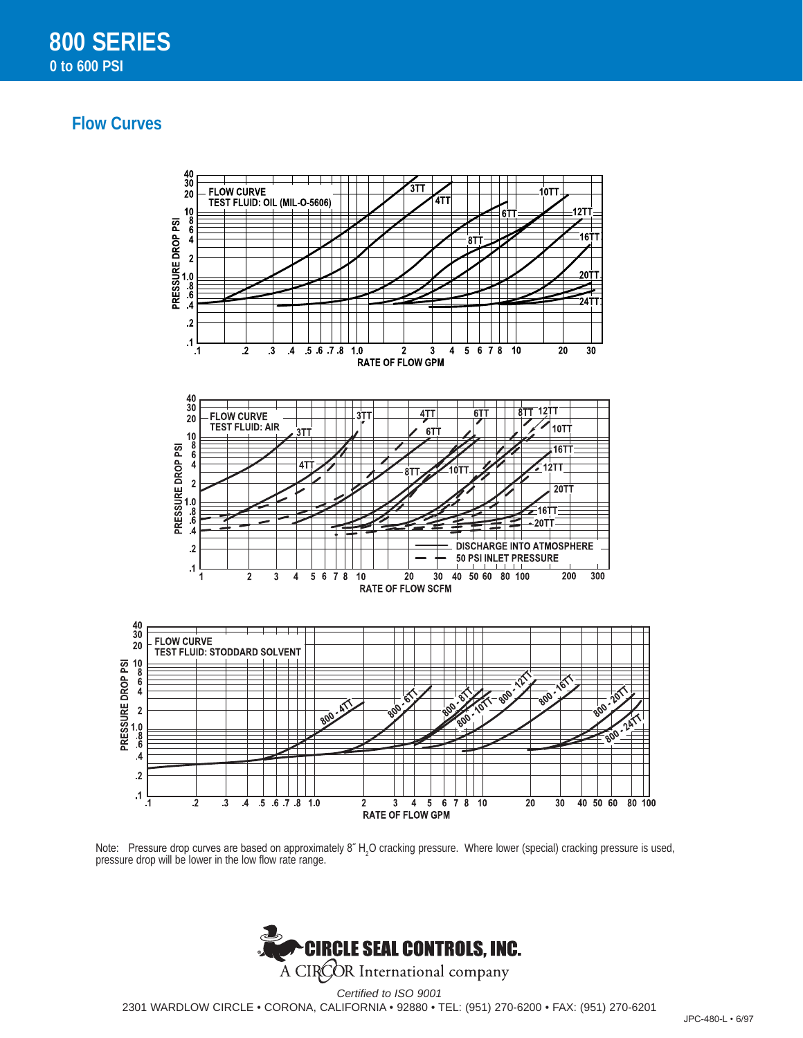# 800 SERIES

**0 to 600 PSI**

## Flow Curves

FLOW CURVE
TEST FLUID: OIL (MIL-O-5606)

PRESSURE DROP PSI

40
30
20
10
8
6
4
2
1.0
.8
.6
.4
.2
.1

3TT
4TT
6TT
8TT
10TT
12TT
16TT
20TT
24TT

.1 .2 .3 .4 .5 .6 .7 .8 1.0 2 3 4 5 6 7 8 10 20 30

RATE OF FLOW GPM

FLOW CURVE
TEST FLUID: AIR

PRESSURE DROP PSI

40
30
20
10
8
6
4
2
1.0
.8
.6
.4
.2
.1

3TT
4TT
6TT
8TT
10TT
12TT
16TT
20TT

DISCHARGE INTO ATMOSPHERE
50 PSI INLET PRESSURE

1 2 3 4 5 6 7 8 10 20 30 40 50 60 80 100 200 300

RATE OF FLOW SCFM

FLOW CURVE
TEST FLUID: STODDARD SOLVENT

PRESSURE DROP PSI

40
30
20
10
8
6
4
2
1.0
.8
.6
.4
.2
.1

800 - 4TT
800 - 6TT
800 - 8TT
800 - 10TT
800 - 12TT
800 - 16TT
800 - 20TT
800 - 24TT

.1 .2 .3 .4 .5 .6 .7 .8 1.0 2 3 4 5 6 7 8 10 20 30 40 50 60 80 100

RATE OF FLOW GPM

Note: Pressure drop curves are based on approximately 8″ $H_2O$ cracking pressure. Where lower (special) cracking pressure is used, pressure drop will be lower in the low flow rate range.

**CIRCLE SEAL CONTROLS, INC.**
A CIRCOR International company

*Certified to ISO 9001*

2301 WARDLOW CIRCLE • CORONA, CALIFORNIA • 92880 • TEL: (951) 270-6200 • FAX: (951) 270-6201

JPC-480-L • 6/97